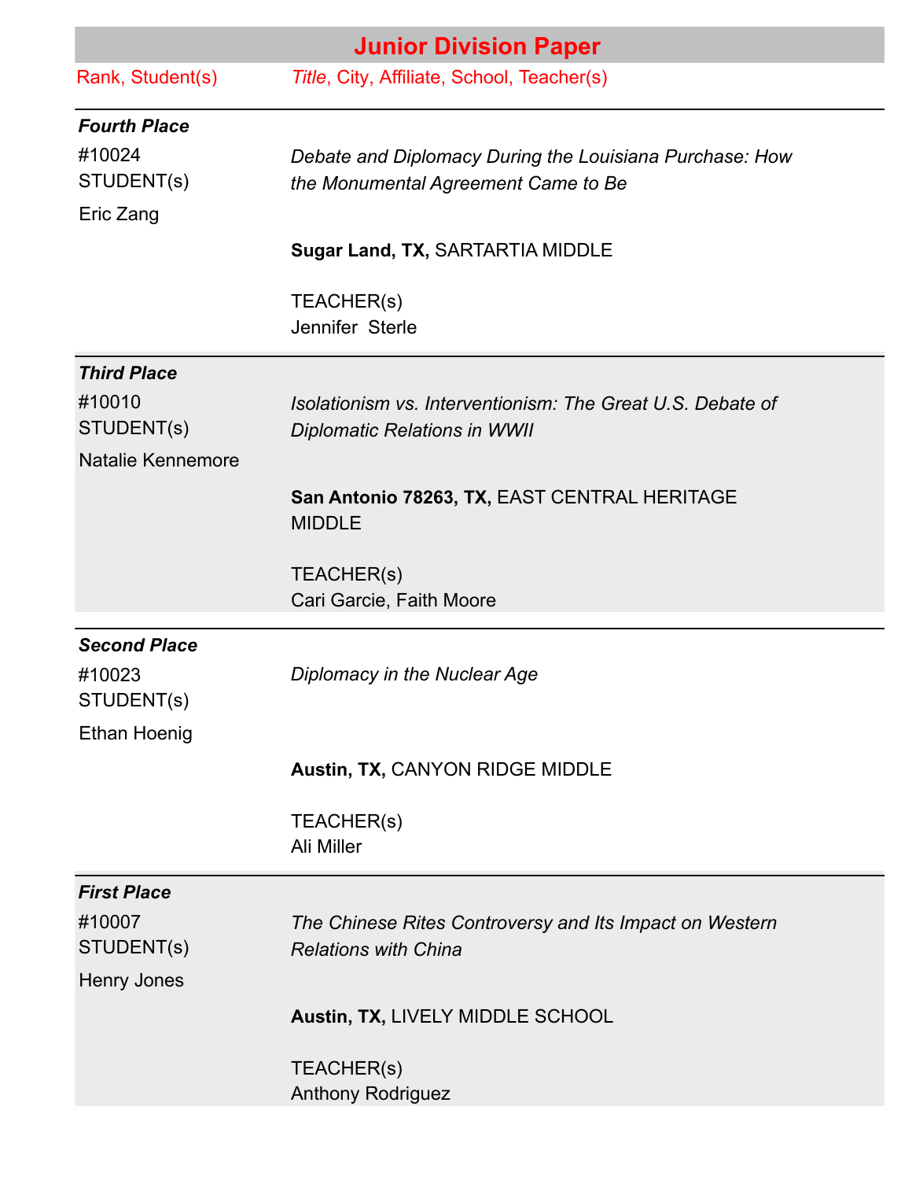# Junior Division Paper

| Rank, Student(s) | Title, City, Affiliate, School, Teacher(s) |
| --- | --- |
| ***Fourth Place***<br>#10024<br>STUDENT(s)<br>Eric Zang | *Debate and Diplomacy During the Louisiana Purchase: How the Monumental Agreement Came to Be*<br><br>**Sugar Land, TX,** SARTARTIA MIDDLE<br><br>TEACHER(s)<br>Jennifer Sterle |
| ***Third Place***<br>#10010<br>STUDENT(s)<br>Natalie Kennemore | *Isolationism vs. Interventionism: The Great U.S. Debate of Diplomatic Relations in WWII*<br><br>**San Antonio 78263, TX,** EAST CENTRAL HERITAGE MIDDLE<br><br>TEACHER(s)<br>Cari Garcie, Faith Moore |
| ***Second Place***<br>#10023<br>STUDENT(s)<br>Ethan Hoenig | *Diplomacy in the Nuclear Age*<br><br>**Austin, TX,** CANYON RIDGE MIDDLE<br><br>TEACHER(s)<br>Ali Miller |
| ***First Place***<br>#10007<br>STUDENT(s)<br>Henry Jones | *The Chinese Rites Controversy and Its Impact on Western Relations with China*<br><br>**Austin, TX,** LIVELY MIDDLE SCHOOL<br><br>TEACHER(s)<br>Anthony Rodriguez |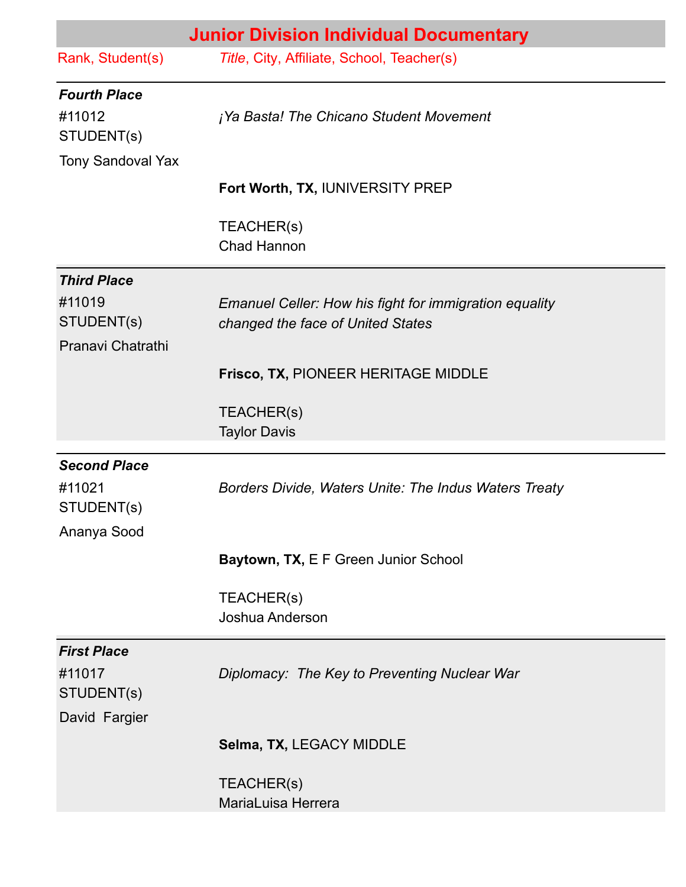## Junior Division Individual Documentary

| Rank, Student(s) | *Title*, City, Affiliate, School, Teacher(s) |
|---|---|
| ***Fourth Place*** | |
| #11012<br>STUDENT(s)<br>Tony Sandoval Yax | *¡Ya Basta! The Chicano Student Movement*<br><br>**Fort Worth, TX,** IUNIVERSITY PREP<br><br>TEACHER(s)<br>Chad Hannon |
| ***Third Place*** | |
| #11019<br>STUDENT(s)<br>Pranavi Chatrathi | *Emanuel Celler: How his fight for immigration equality changed the face of United States*<br><br>**Frisco, TX,** PIONEER HERITAGE MIDDLE<br><br>TEACHER(s)<br>Taylor Davis |
| ***Second Place*** | |
| #11021<br>STUDENT(s)<br>Ananya Sood | *Borders Divide, Waters Unite: The Indus Waters Treaty*<br><br>**Baytown, TX,** E F Green Junior School<br><br>TEACHER(s)<br>Joshua Anderson |
| ***First Place*** | |
| #11017<br>STUDENT(s)<br>David Fargier | *Diplomacy: The Key to Preventing Nuclear War*<br><br>**Selma, TX,** LEGACY MIDDLE<br><br>TEACHER(s)<br>MariaLuisa Herrera |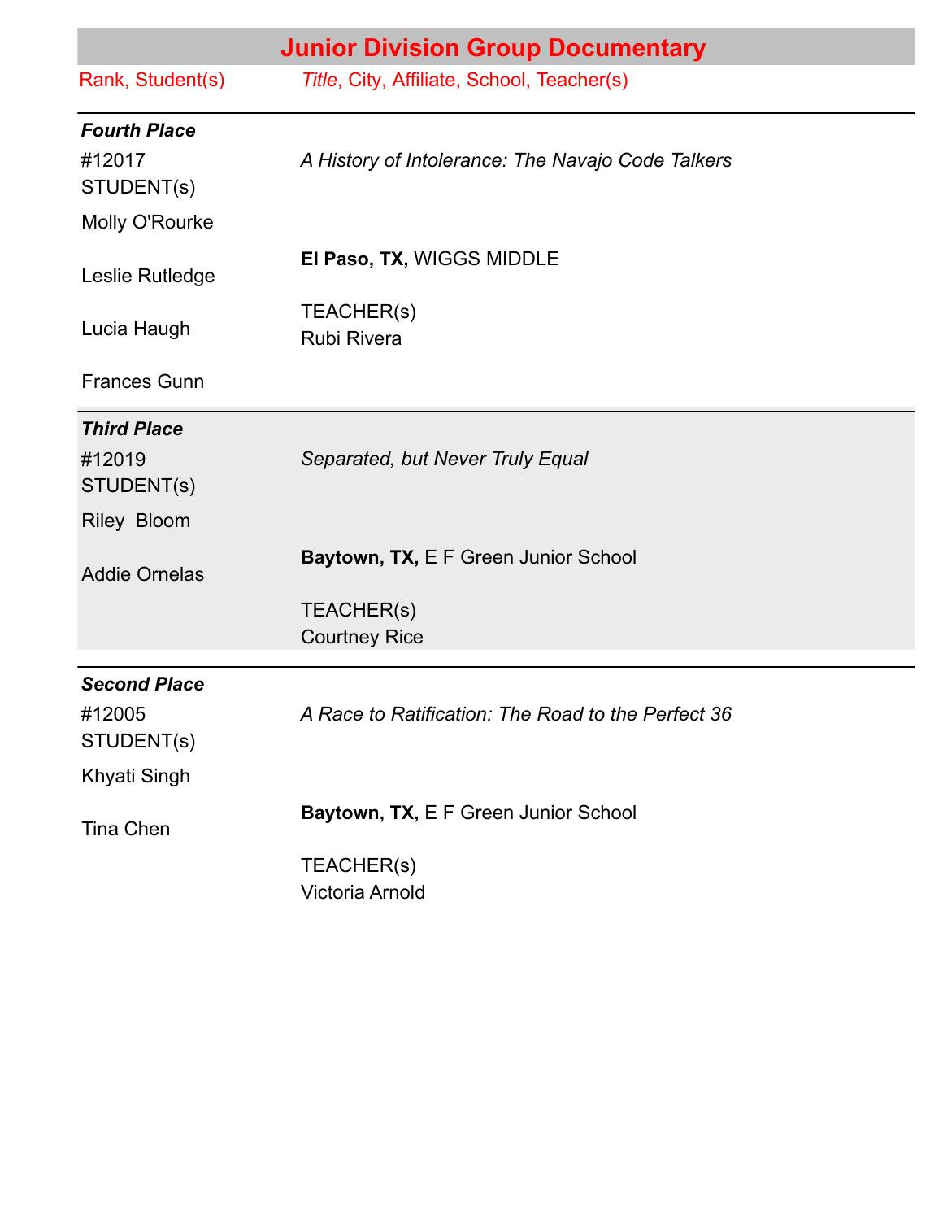## Junior Division Group Documentary

| Rank, Student(s) | *Title*, City, Affiliate, School, Teacher(s) |
|---|---|
| ***Fourth Place*** | |
| #12017<br>STUDENT(s)<br>Molly O'Rourke<br>Leslie Rutledge<br>Lucia Haugh<br>Frances Gunn | *A History of Intolerance: The Navajo Code Talkers*<br>**El Paso, TX,** WIGGS MIDDLE<br>TEACHER(s)<br>Rubi Rivera |
| ***Third Place*** | |
| #12019<br>STUDENT(s)<br>Riley Bloom<br>Addie Ornelas | *Separated, but Never Truly Equal*<br>**Baytown, TX,** E F Green Junior School<br>TEACHER(s)<br>Courtney Rice |
| ***Second Place*** | |
| #12005<br>STUDENT(s)<br>Khyati Singh<br>Tina Chen | *A Race to Ratification: The Road to the Perfect 36*<br>**Baytown, TX,** E F Green Junior School<br>TEACHER(s)<br>Victoria Arnold |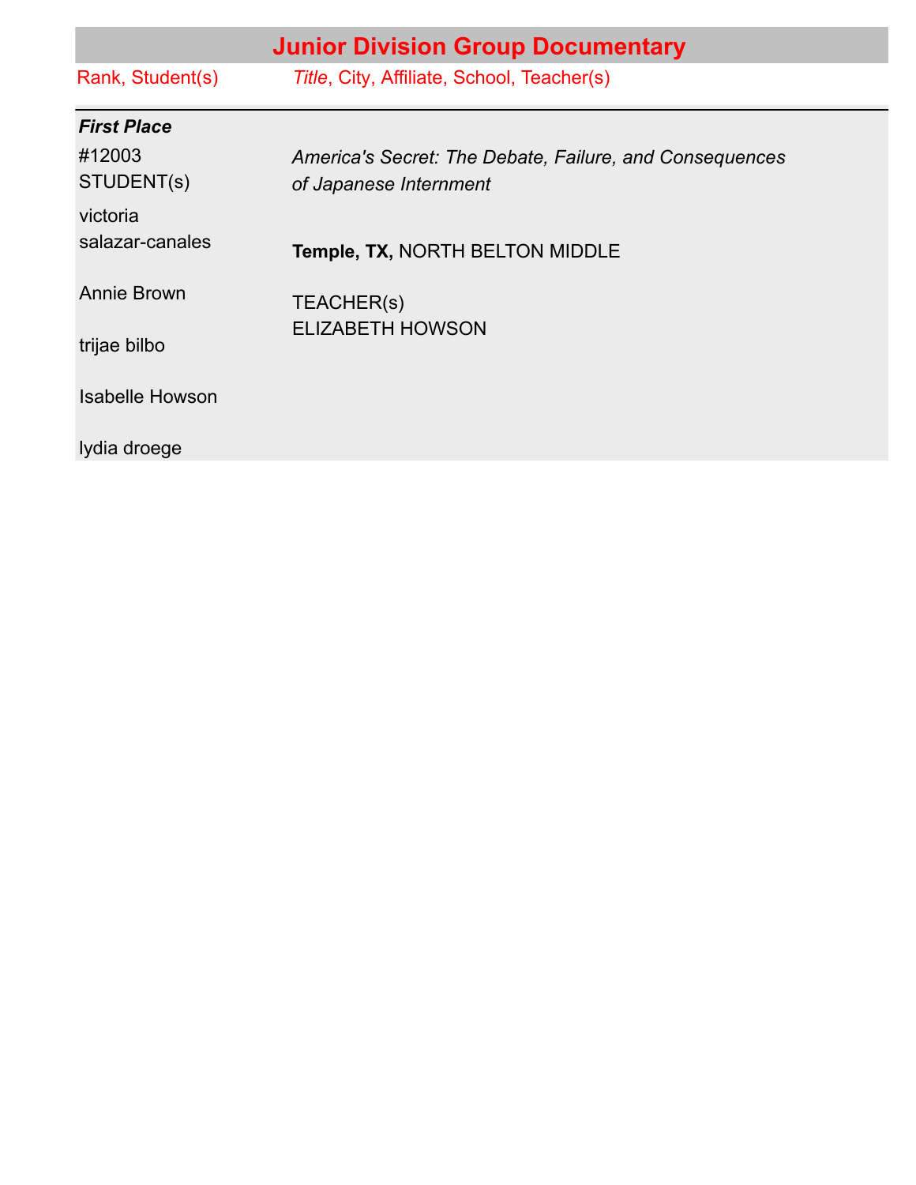## Junior Division Group Documentary

| Rank, Student(s) | *Title*, City, Affiliate, School, Teacher(s) |
|---|---|
| ***First Place*** | |
| #12003<br>STUDENT(s)<br>victoria salazar-canales<br>Annie Brown<br>trijae bilbo<br>Isabelle Howson<br>lydia droege | *America's Secret: The Debate, Failure, and Consequences of Japanese Internment*<br>**Temple, TX,** NORTH BELTON MIDDLE<br>TEACHER(s)<br>ELIZABETH HOWSON |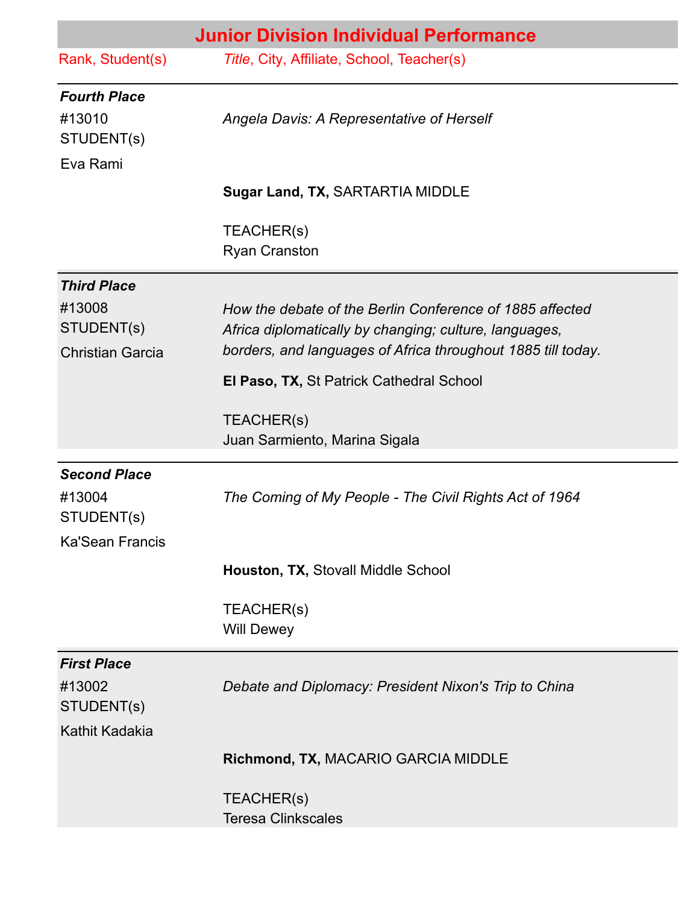## Junior Division Individual Performance

| Rank, Student(s) | *Title*, City, Affiliate, School, Teacher(s) |
|---|---|
| ***Fourth Place***<br>#13010<br>STUDENT(s)<br>Eva Rami | *Angela Davis: A Representative of Herself*<br><br>**Sugar Land, TX,** SARTARTIA MIDDLE<br><br>TEACHER(s)<br>Ryan Cranston |
| ***Third Place***<br>#13008<br>STUDENT(s)<br>Christian Garcia | *How the debate of the Berlin Conference of 1885 affected Africa diplomatically by changing; culture, languages, borders, and languages of Africa throughout 1885 till today.*<br><br>**El Paso, TX,** St Patrick Cathedral School<br><br>TEACHER(s)<br>Juan Sarmiento, Marina Sigala |
| ***Second Place***<br>#13004<br>STUDENT(s)<br>Ka'Sean Francis | *The Coming of My People - The Civil Rights Act of 1964*<br><br>**Houston, TX,** Stovall Middle School<br><br>TEACHER(s)<br>Will Dewey |
| ***First Place***<br>#13002<br>STUDENT(s)<br>Kathit Kadakia | *Debate and Diplomacy: President Nixon's Trip to China*<br><br>**Richmond, TX,** MACARIO GARCIA MIDDLE<br><br>TEACHER(s)<br>Teresa Clinkscales |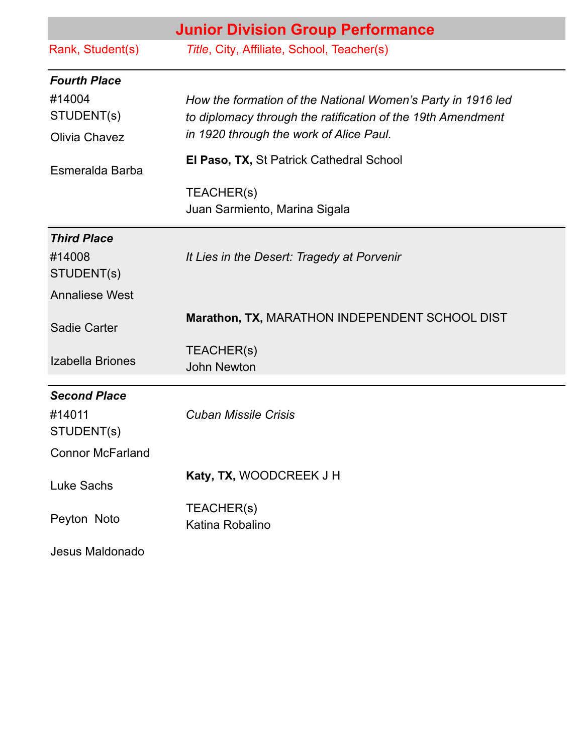## Junior Division Group Performance

| Rank, Student(s) | *Title*, City, Affiliate, School, Teacher(s) |
| --- | --- |
| ***Fourth Place*** | |
| #14004<br>STUDENT(s)<br>Olivia Chavez<br>Esmeralda Barba | *How the formation of the National Women's Party in 1916 led to diplomacy through the ratification of the 19th Amendment in 1920 through the work of Alice Paul.*<br>**El Paso, TX,** St Patrick Cathedral School<br>TEACHER(s)<br>Juan Sarmiento, Marina Sigala |
| ***Third Place*** | |
| #14008<br>STUDENT(s)<br>Annaliese West<br>Sadie Carter<br>Izabella Briones | *It Lies in the Desert: Tragedy at Porvenir*<br>**Marathon, TX,** MARATHON INDEPENDENT SCHOOL DIST<br>TEACHER(s)<br>John Newton |
| ***Second Place*** | |
| #14011<br>STUDENT(s)<br>Connor McFarland<br>Luke Sachs<br>Peyton Noto<br>Jesus Maldonado | *Cuban Missile Crisis*<br>**Katy, TX,** WOODCREEK J H<br>TEACHER(s)<br>Katina Robalino |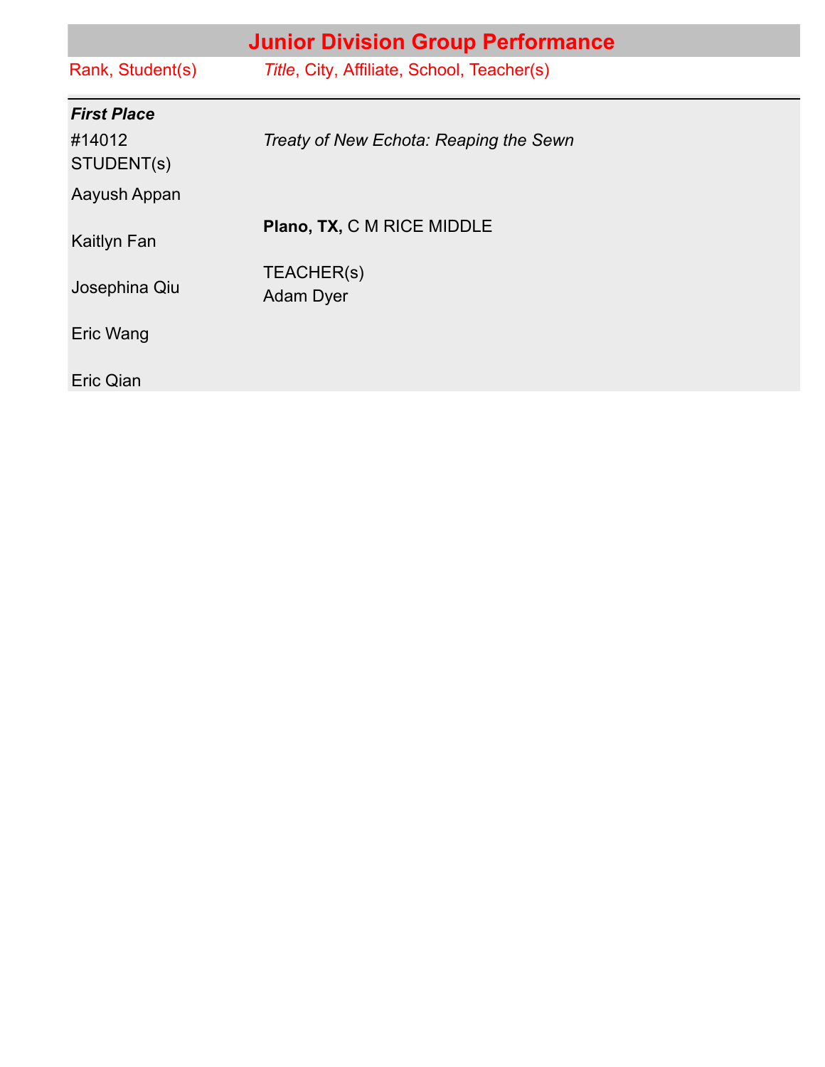## Junior Division Group Performance

| Rank, Student(s) | *Title*, City, Affiliate, School, Teacher(s) |
| --- | --- |
| ***First Place*** | |
| #14012 STUDENT(s) | *Treaty of New Echota: Reaping the Sewn* |
| Aayush Appan | |
| Kaitlyn Fan | **Plano, TX,** C M RICE MIDDLE |
| Josephina Qiu | TEACHER(s) Adam Dyer |
| Eric Wang | |
| Eric Qian | |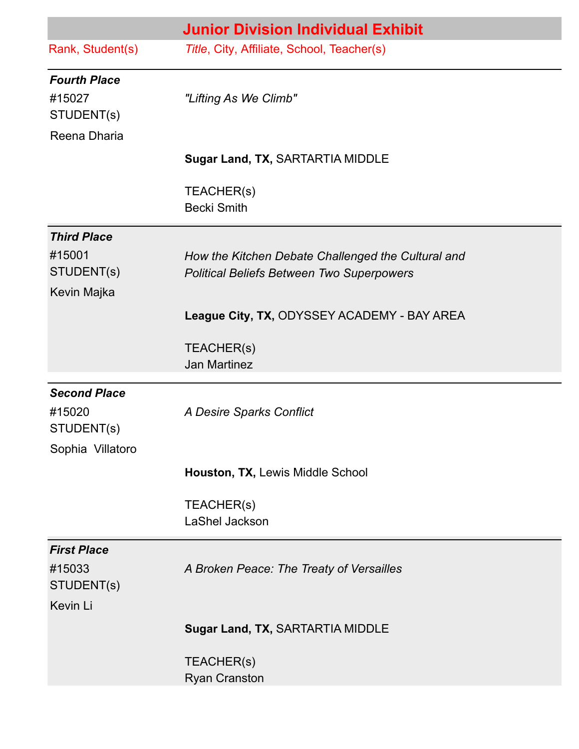## Junior Division Individual Exhibit

| Rank, Student(s) | *Title*, City, Affiliate, School, Teacher(s) |
|---|---|
| ***Fourth Place***<br>#15027<br>STUDENT(s)<br>Reena Dharia | *"Lifting As We Climb"*<br><br>**Sugar Land, TX,** SARTARTIA MIDDLE<br><br>TEACHER(s)<br>Becki Smith |
| ***Third Place***<br>#15001<br>STUDENT(s)<br>Kevin Majka | *How the Kitchen Debate Challenged the Cultural and Political Beliefs Between Two Superpowers*<br><br>**League City, TX,** ODYSSEY ACADEMY - BAY AREA<br><br>TEACHER(s)<br>Jan Martinez |
| ***Second Place***<br>#15020<br>STUDENT(s)<br>Sophia Villatoro | *A Desire Sparks Conflict*<br><br>**Houston, TX,** Lewis Middle School<br><br>TEACHER(s)<br>LaShel Jackson |
| ***First Place***<br>#15033<br>STUDENT(s)<br>Kevin Li | *A Broken Peace: The Treaty of Versailles*<br><br>**Sugar Land, TX,** SARTARTIA MIDDLE<br><br>TEACHER(s)<br>Ryan Cranston |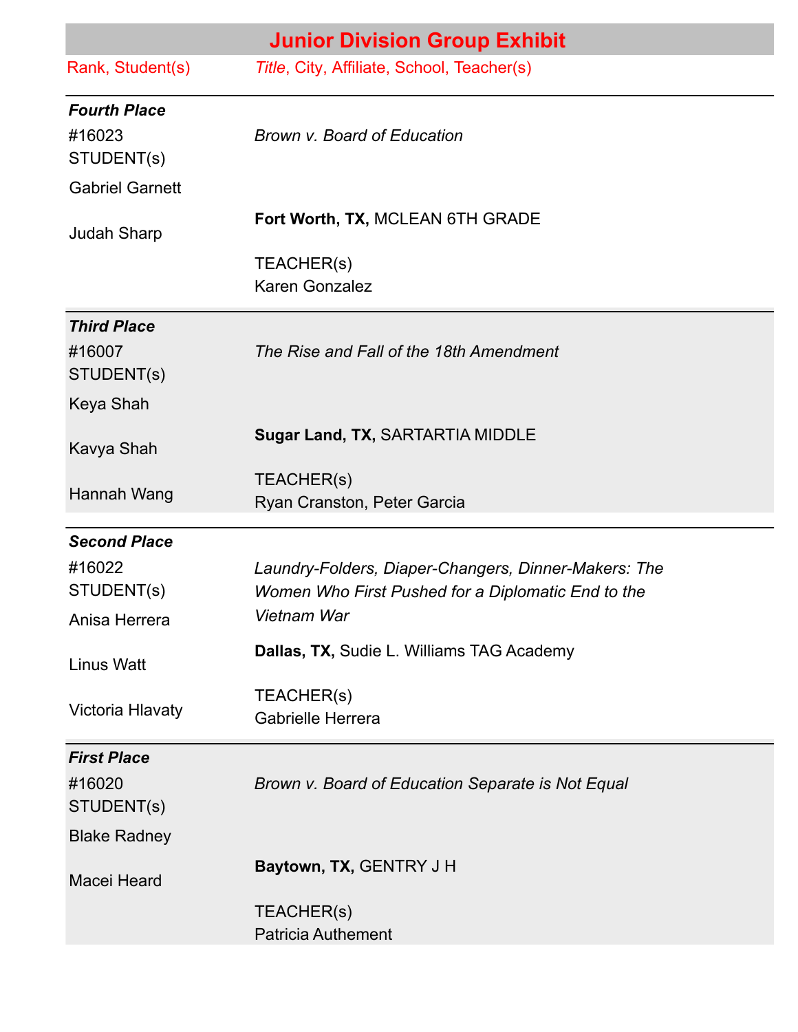## Junior Division Group Exhibit

| Rank, Student(s) | *Title*, City, Affiliate, School, Teacher(s) |
|---|---|
| ***Fourth Place*** | |
| #16023 STUDENT(s) | *Brown v. Board of Education* |
| Gabriel Garnett<br>Judah Sharp | **Fort Worth, TX,** MCLEAN 6TH GRADE<br>TEACHER(s)<br>Karen Gonzalez |
| ***Third Place*** | |
| #16007 STUDENT(s) | *The Rise and Fall of the 18th Amendment* |
| Keya Shah<br>Kavya Shah<br>Hannah Wang | **Sugar Land, TX,** SARTARTIA MIDDLE<br>TEACHER(s)<br>Ryan Cranston, Peter Garcia |
| ***Second Place*** | |
| #16022 STUDENT(s) | *Laundry-Folders, Diaper-Changers, Dinner-Makers: The Women Who First Pushed for a Diplomatic End to the Vietnam War* |
| Anisa Herrera<br>Linus Watt<br>Victoria Hlavaty | **Dallas, TX,** Sudie L. Williams TAG Academy<br>TEACHER(s)<br>Gabrielle Herrera |
| ***First Place*** | |
| #16020 STUDENT(s) | *Brown v. Board of Education Separate is Not Equal* |
| Blake Radney<br>Macei Heard | **Baytown, TX,** GENTRY J H<br>TEACHER(s)<br>Patricia Authement |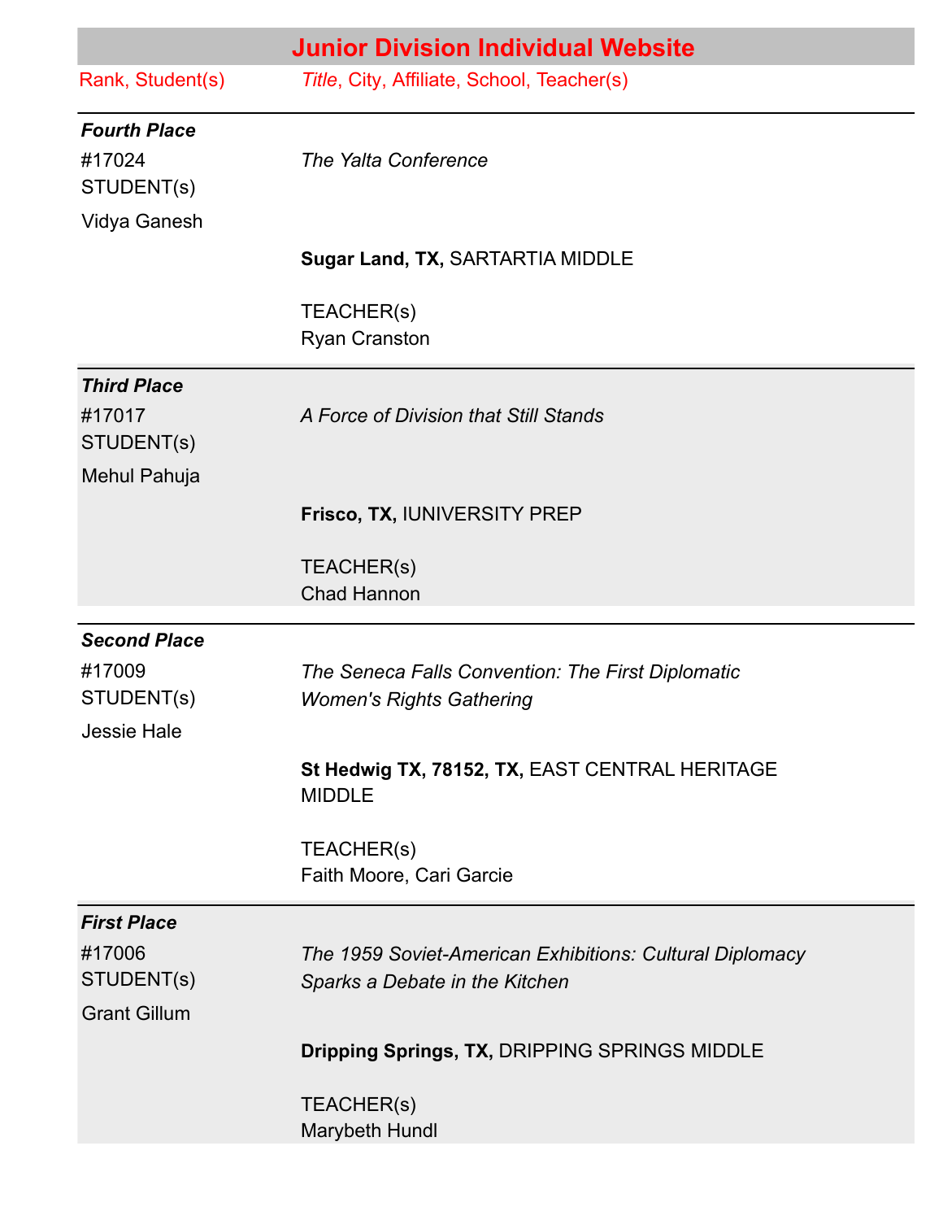## Junior Division Individual Website

| Rank, Student(s) | Title, City, Affiliate, School, Teacher(s) |
|---|---|
| ***Fourth Place*** #17024 STUDENT(s) Vidya Ganesh | *The Yalta Conference* **Sugar Land, TX,** SARTARTIA MIDDLE TEACHER(s) Ryan Cranston |
| ***Third Place*** #17017 STUDENT(s) Mehul Pahuja | *A Force of Division that Still Stands* **Frisco, TX,** IUNIVERSITY PREP TEACHER(s) Chad Hannon |
| ***Second Place*** #17009 STUDENT(s) Jessie Hale | *The Seneca Falls Convention: The First Diplomatic Women's Rights Gathering* **St Hedwig TX, 78152, TX,** EAST CENTRAL HERITAGE MIDDLE TEACHER(s) Faith Moore, Cari Garcie |
| ***First Place*** #17006 STUDENT(s) Grant Gillum | *The 1959 Soviet-American Exhibitions: Cultural Diplomacy Sparks a Debate in the Kitchen* **Dripping Springs, TX,** DRIPPING SPRINGS MIDDLE TEACHER(s) Marybeth Hundl |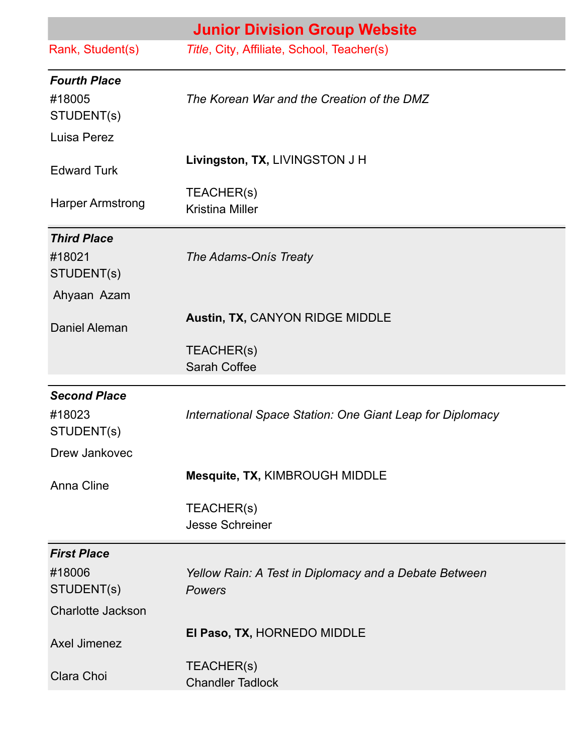## Junior Division Group Website

| Rank, Student(s) | *Title*, City, Affiliate, School, Teacher(s) |
|---|---|
| ***Fourth Place*** | |
| #18005<br>STUDENT(s)<br>Luisa Perez<br>Edward Turk<br>Harper Armstrong | *The Korean War and the Creation of the DMZ*<br><br>**Livingston, TX,** LIVINGSTON J H<br><br>TEACHER(s)<br>Kristina Miller |
| ***Third Place*** | |
| #18021<br>STUDENT(s)<br>Ahyaan Azam<br>Daniel Aleman | *The Adams-Onís Treaty*<br><br>**Austin, TX,** CANYON RIDGE MIDDLE<br><br>TEACHER(s)<br>Sarah Coffee |
| ***Second Place*** | |
| #18023<br>STUDENT(s)<br>Drew Jankovec<br>Anna Cline | *International Space Station: One Giant Leap for Diplomacy*<br><br>**Mesquite, TX,** KIMBROUGH MIDDLE<br><br>TEACHER(s)<br>Jesse Schreiner |
| ***First Place*** | |
| #18006<br>STUDENT(s)<br>Charlotte Jackson<br>Axel Jimenez<br>Clara Choi | *Yellow Rain: A Test in Diplomacy and a Debate Between Powers*<br><br>**El Paso, TX,** HORNEDO MIDDLE<br><br>TEACHER(s)<br>Chandler Tadlock |